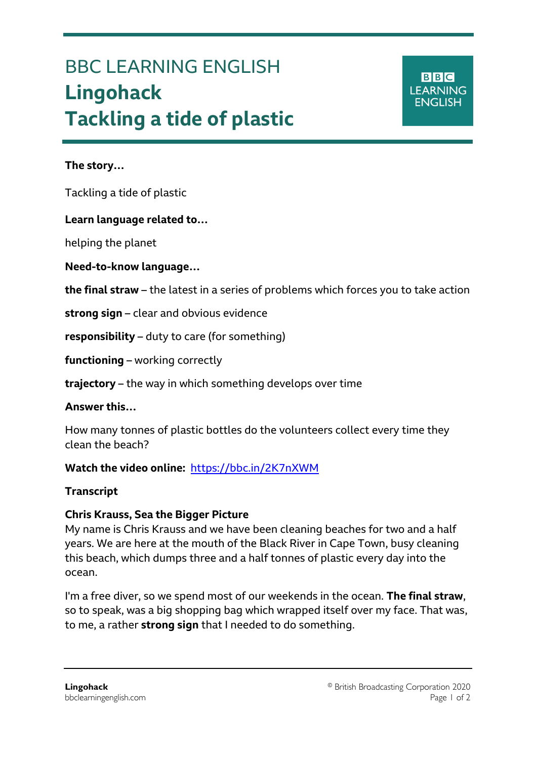# BBC LEARNING ENGLISH
# Lingohack
# Tackling a tide of plastic

**The story…**

Tackling a tide of plastic

**Learn language related to…**

helping the planet

**Need-to-know language…**

**the final straw** – the latest in a series of problems which forces you to take action

**strong sign** – clear and obvious evidence

**responsibility** – duty to care (for something)

**functioning** – working correctly

**trajectory** – the way in which something develops over time

**Answer this…**

How many tonnes of plastic bottles do the volunteers collect every time they clean the beach?

**Watch the video online:** https://bbc.in/2K7nXWM

**Transcript**

**Chris Krauss, Sea the Bigger Picture**
My name is Chris Krauss and we have been cleaning beaches for two and a half years. We are here at the mouth of the Black River in Cape Town, busy cleaning this beach, which dumps three and a half tonnes of plastic every day into the ocean.

I'm a free diver, so we spend most of our weekends in the ocean. **The final straw**, so to speak, was a big shopping bag which wrapped itself over my face. That was, to me, a rather **strong sign** that I needed to do something.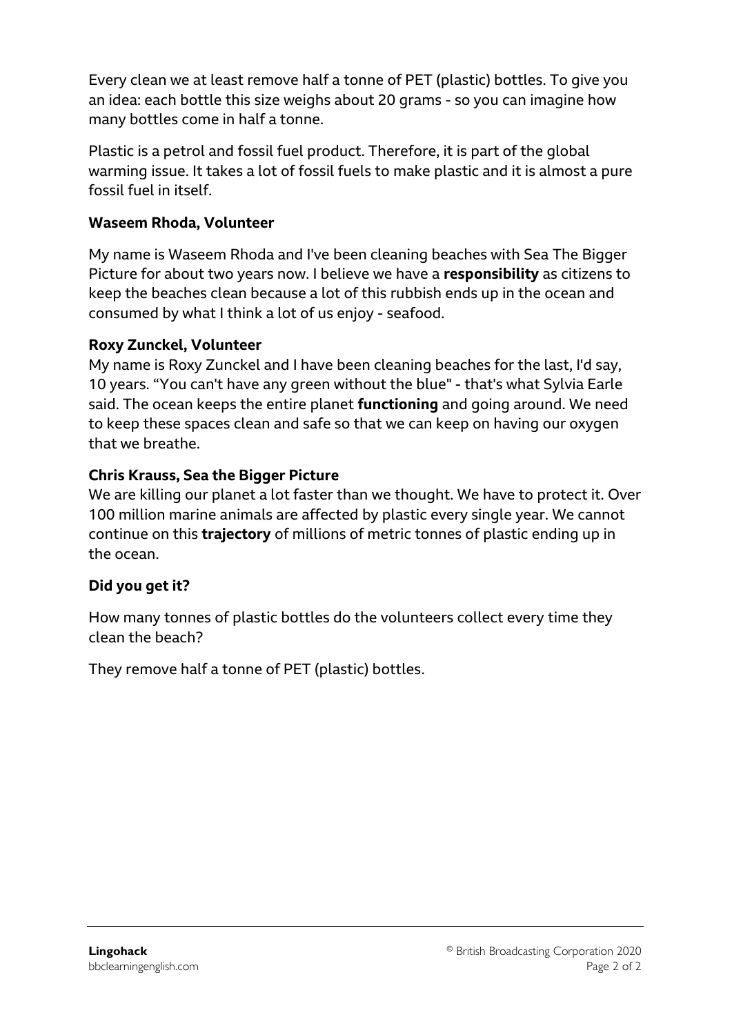Every clean we at least remove half a tonne of PET (plastic) bottles. To give you an idea: each bottle this size weighs about 20 grams - so you can imagine how many bottles come in half a tonne.

Plastic is a petrol and fossil fuel product. Therefore, it is part of the global warming issue. It takes a lot of fossil fuels to make plastic and it is almost a pure fossil fuel in itself.

**Waseem Rhoda, Volunteer**

My name is Waseem Rhoda and I've been cleaning beaches with Sea The Bigger Picture for about two years now. I believe we have a **responsibility** as citizens to keep the beaches clean because a lot of this rubbish ends up in the ocean and consumed by what I think a lot of us enjoy - seafood.

**Roxy Zunckel, Volunteer**

My name is Roxy Zunckel and I have been cleaning beaches for the last, I'd say, 10 years. "You can't have any green without the blue" - that's what Sylvia Earle said. The ocean keeps the entire planet **functioning** and going around. We need to keep these spaces clean and safe so that we can keep on having our oxygen that we breathe.

**Chris Krauss, Sea the Bigger Picture**

We are killing our planet a lot faster than we thought. We have to protect it. Over 100 million marine animals are affected by plastic every single year. We cannot continue on this **trajectory** of millions of metric tonnes of plastic ending up in the ocean.

**Did you get it?**

How many tonnes of plastic bottles do the volunteers collect every time they clean the beach?

They remove half a tonne of PET (plastic) bottles.